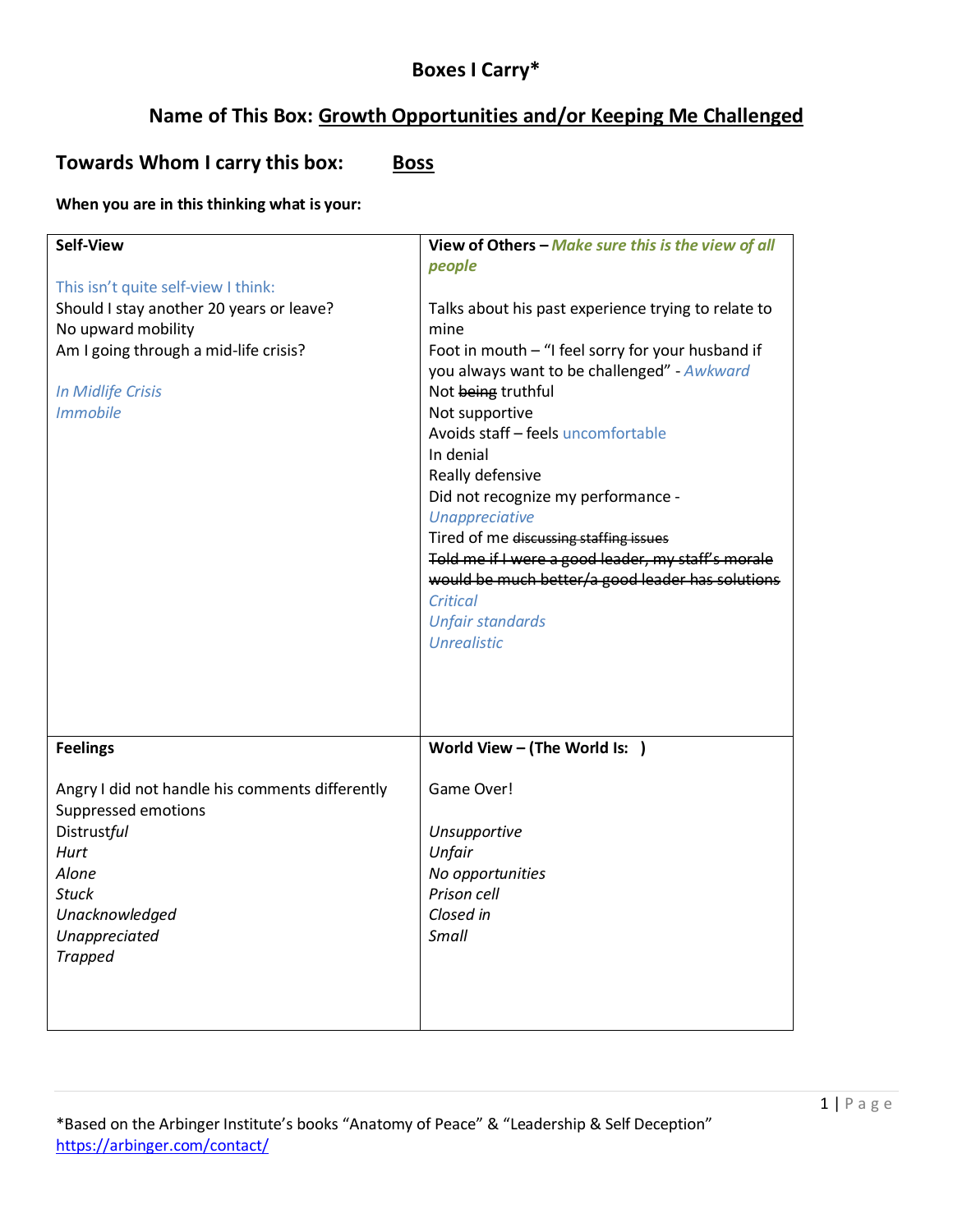# Boxes I Carry*

## Name of This Box: Growth Opportunities and/or Keeping Me Challenged

### Towards Whom I carry this box: Boss

**When you are in this thinking what is your:**

| **Self-View** | **View of Others –** ***Make sure this is the view of all people*** |
|---|---|
| This isn't quite self-view I think:<br>Should I stay another 20 years or leave?<br>No upward mobility<br>Am I going through a mid-life crisis?<br><br>*In Midlife Crisis*<br>*Immobile* | Talks about his past experience trying to relate to mine<br>Foot in mouth – "I feel sorry for your husband if you always want to be challenged" - *Awkward*<br>Not ~~being~~ truthful<br>Not supportive<br>Avoids staff – feels uncomfortable<br>In denial<br>Really defensive<br>Did not recognize my performance - *Unappreciative*<br>Tired of me ~~discussing staffing issues~~<br>~~Told me if I were a good leader, my staff's morale would be much better/a good leader has solutions~~<br>*Critical*<br>*Unfair standards*<br>*Unrealistic* |
| **Feelings** | **World View – (The World Is: )** |
| Angry I did not handle his comments differently<br>Suppressed emotions<br>Distrust*ful*<br>*Hurt*<br>*Alone*<br>*Stuck*<br>*Unacknowledged*<br>*Unappreciated*<br>*Trapped* | Game Over!<br><br>*Unsupportive*<br>*Unfair*<br>*No opportunities*<br>*Prison cell*<br>*Closed in*<br>*Small* |

*Based on the Arbinger Institute's books "Anatomy of Peace" & "Leadership & Self Deception"
https://arbinger.com/contact/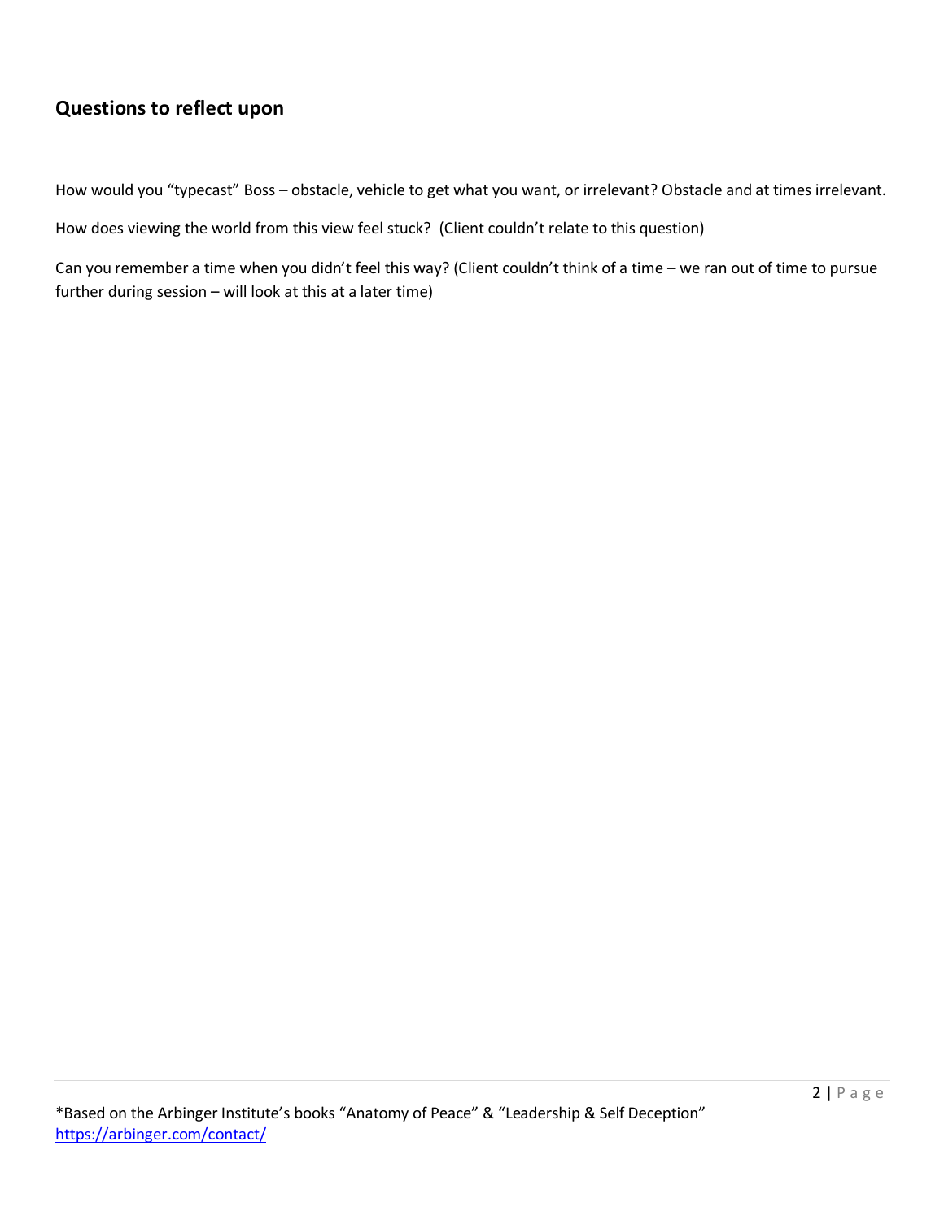## Questions to reflect upon

How would you "typecast" Boss – obstacle, vehicle to get what you want, or irrelevant? Obstacle and at times irrelevant.

How does viewing the world from this view feel stuck? (Client couldn't relate to this question)

Can you remember a time when you didn't feel this way? (Client couldn't think of a time – we ran out of time to pursue further during session – will look at this at a later time)

*Based on the Arbinger Institute's books "Anatomy of Peace" & "Leadership & Self Deception"
https://arbinger.com/contact/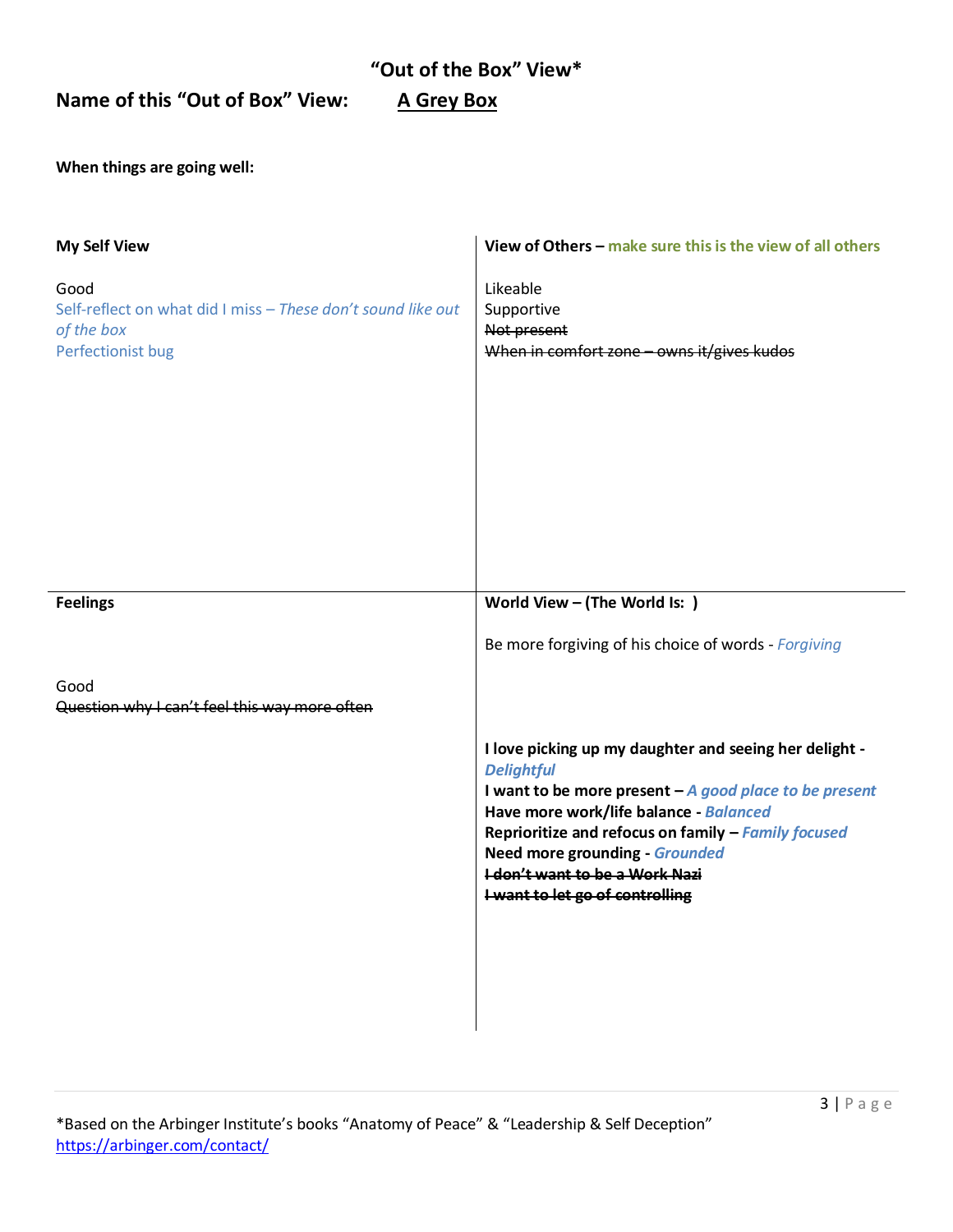## "Out of the Box" View*

**Name of this "Out of Box" View:** **A Grey Box**

**When things are going well:**

**My Self View**

Good

Self-reflect on what did I miss – *These don't sound like out of the box*

Perfectionist bug

**View of Others – make sure this is the view of all others**

Likeable

Supportive

~~Not present~~

~~When in comfort zone – owns it/gives kudos~~

**Feelings**

Good

~~Question why I can't feel this way more often~~

**World View – (The World Is: )**

Be more forgiving of his choice of words - *Forgiving*

**I love picking up my daughter and seeing her delight -** ***Delightful***

**I want to be more present –** ***A good place to be present***

**Have more work/life balance -** ***Balanced***

**Reprioritize and refocus on family –** ***Family focused***

**Need more grounding -** ***Grounded***

**~~I don't want to be a Work Nazi~~**

**~~I want to let go of controlling~~**

*Based on the Arbinger Institute's books "Anatomy of Peace" & "Leadership & Self Deception"
https://arbinger.com/contact/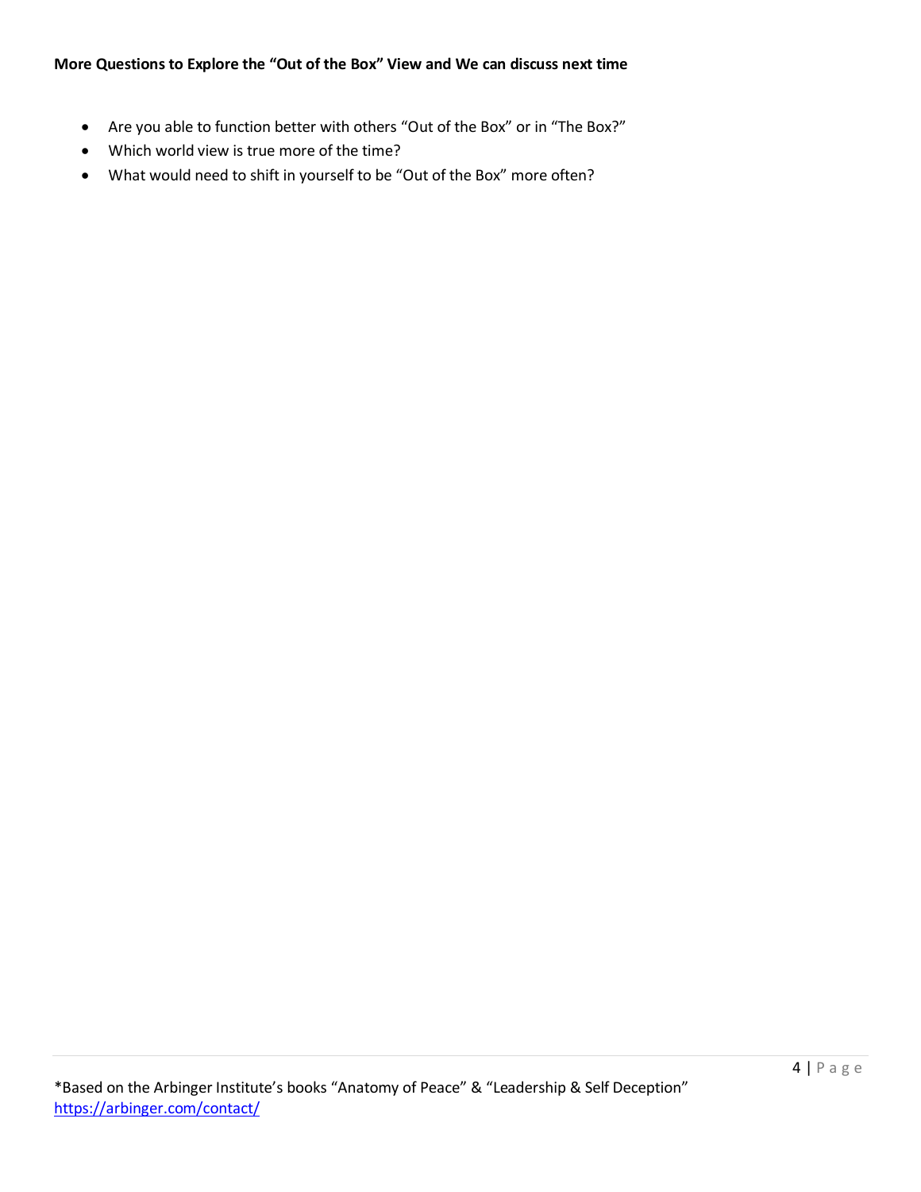**More Questions to Explore the "Out of the Box" View and We can discuss next time**

- Are you able to function better with others "Out of the Box" or in "The Box?"
- Which world view is true more of the time?
- What would need to shift in yourself to be "Out of the Box" more often?

*Based on the Arbinger Institute's books "Anatomy of Peace" & "Leadership & Self Deception"
https://arbinger.com/contact/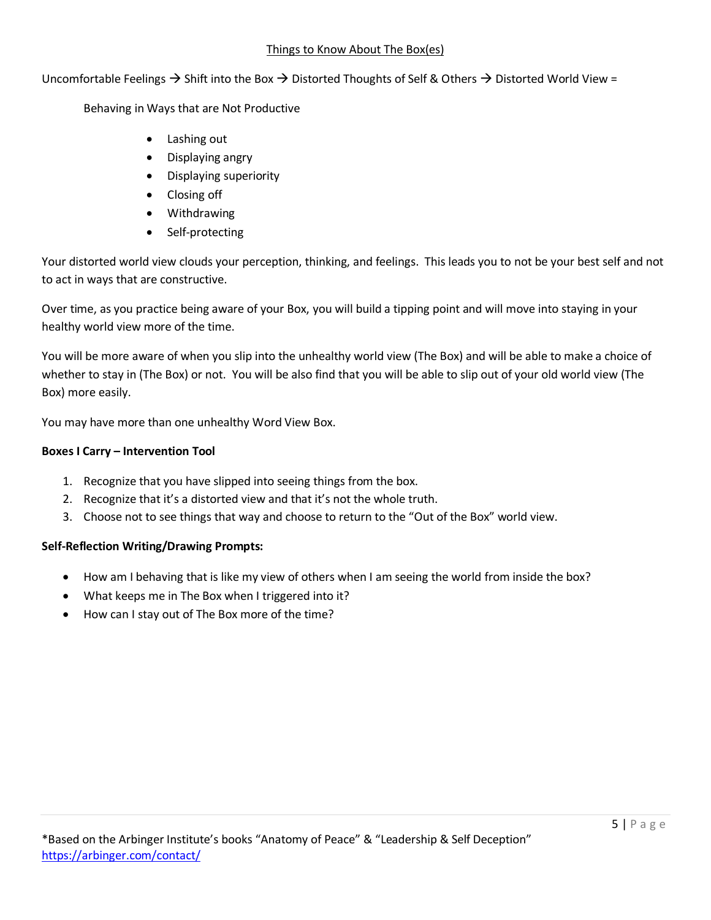Things to Know About The Box(es)

Uncomfortable Feelings → Shift into the Box → Distorted Thoughts of Self & Others → Distorted World View =

Behaving in Ways that are Not Productive

- Lashing out
- Displaying angry
- Displaying superiority
- Closing off
- Withdrawing
- Self-protecting

Your distorted world view clouds your perception, thinking, and feelings. This leads you to not be your best self and not to act in ways that are constructive.

Over time, as you practice being aware of your Box, you will build a tipping point and will move into staying in your healthy world view more of the time.

You will be more aware of when you slip into the unhealthy world view (The Box) and will be able to make a choice of whether to stay in (The Box) or not. You will be also find that you will be able to slip out of your old world view (The Box) more easily.

You may have more than one unhealthy Word View Box.

**Boxes I Carry – Intervention Tool**

1. Recognize that you have slipped into seeing things from the box.
2. Recognize that it's a distorted view and that it's not the whole truth.
3. Choose not to see things that way and choose to return to the "Out of the Box" world view.

**Self-Reflection Writing/Drawing Prompts:**

- How am I behaving that is like my view of others when I am seeing the world from inside the box?
- What keeps me in The Box when I triggered into it?
- How can I stay out of The Box more of the time?

*Based on the Arbinger Institute's books "Anatomy of Peace" & "Leadership & Self Deception"
https://arbinger.com/contact/